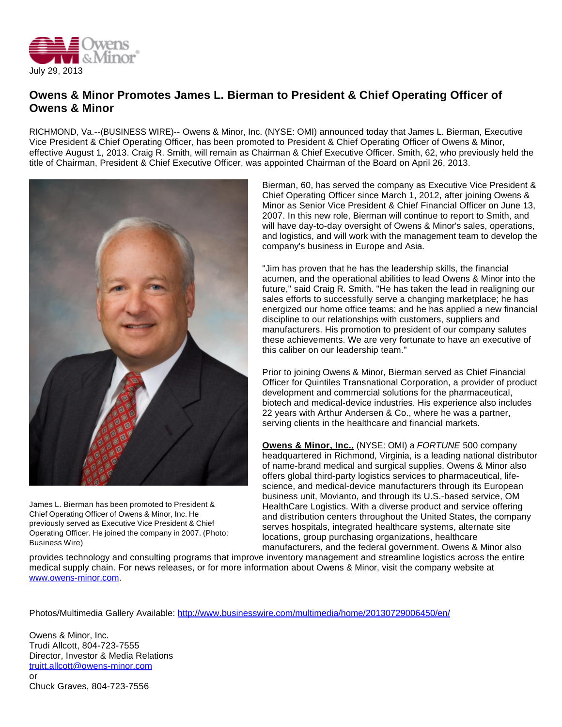July 29, 2013

# Owens & Minor Promotes James L. Bierman to President & Chief Operating Officer of Owens & Minor

RICHMOND, Va.--(BUSINESS WIRE)-- Owens & Minor, Inc. (NYSE: OMI) announced today that James L. Bierman, Executive Vice President & Chief Operating Officer, has been promoted to President & Chief Operating Officer of Owens & Minor, effective August 1, 2013. Craig R. Smith, will remain as Chairman & Chief Executive Officer. Smith, 62, who previously held the title of Chairman, President & Chief Executive Officer, was appointed Chairman of the Board on April 26, 2013.

James L. Bierman has been promoted to President & Chief Operating Officer of Owens & Minor, Inc. He previously served as Executive Vice President & Chief Operating Officer. He joined the company in 2007. (Photo: Business Wire)

Bierman, 60, has served the company as Executive Vice President & Chief Operating Officer since March 1, 2012, after joining Owens & Minor as Senior Vice President & Chief Financial Officer on June 13, 2007. In this new role, Bierman will continue to report to Smith, and will have day-to-day oversight of Owens & Minor's sales, operations, and logistics, and will work with the management team to develop the company's business in Europe and Asia.

"Jim has proven that he has the leadership skills, the financial acumen, and the operational abilities to lead Owens & Minor into the future," said Craig R. Smith. "He has taken the lead in realigning our sales efforts to successfully serve a changing marketplace; he has energized our home office teams; and he has applied a new financial discipline to our relationships with customers, suppliers and manufacturers. His promotion to president of our company salutes these achievements. We are very fortunate to have an executive of this caliber on our leadership team."

Prior to joining Owens & Minor, Bierman served as Chief Financial Officer for Quintiles Transnational Corporation, a provider of product development and commercial solutions for the pharmaceutical, biotech and medical-device industries. His experience also includes 22 years with Arthur Andersen & Co., where he was a partner, serving clients in the healthcare and financial markets.

**Owens & Minor, Inc.,** (NYSE: OMI) a *FORTUNE* 500 company headquartered in Richmond, Virginia, is a leading national distributor of name-brand medical and surgical supplies. Owens & Minor also offers global third-party logistics services to pharmaceutical, life-science, and medical-device manufacturers through its European business unit, Movianto, and through its U.S.-based service, OM HealthCare Logistics. With a diverse product and service offering and distribution centers throughout the United States, the company serves hospitals, integrated healthcare systems, alternate site locations, group purchasing organizations, healthcare manufacturers, and the federal government. Owens & Minor also provides technology and consulting programs that improve inventory management and streamline logistics across the entire medical supply chain. For news releases, or for more information about Owens & Minor, visit the company website at www.owens-minor.com.

Photos/Multimedia Gallery Available: http://www.businesswire.com/multimedia/home/20130729006450/en/

Owens & Minor, Inc.
Trudi Allcott, 804-723-7555
Director, Investor & Media Relations
truitt.allcott@owens-minor.com
or
Chuck Graves, 804-723-7556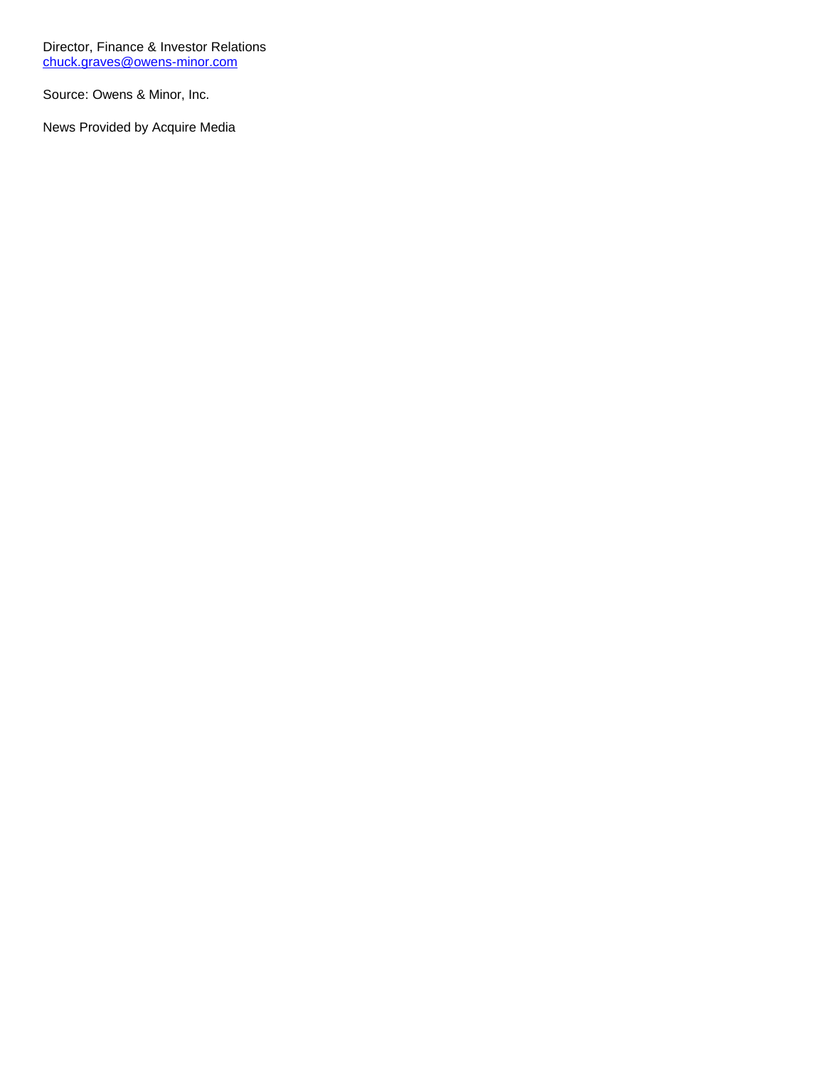Director, Finance & Investor Relations
[chuck.graves@owens-minor.com](mailto:chuck.graves@owens-minor.com)

Source: Owens & Minor, Inc.

News Provided by Acquire Media